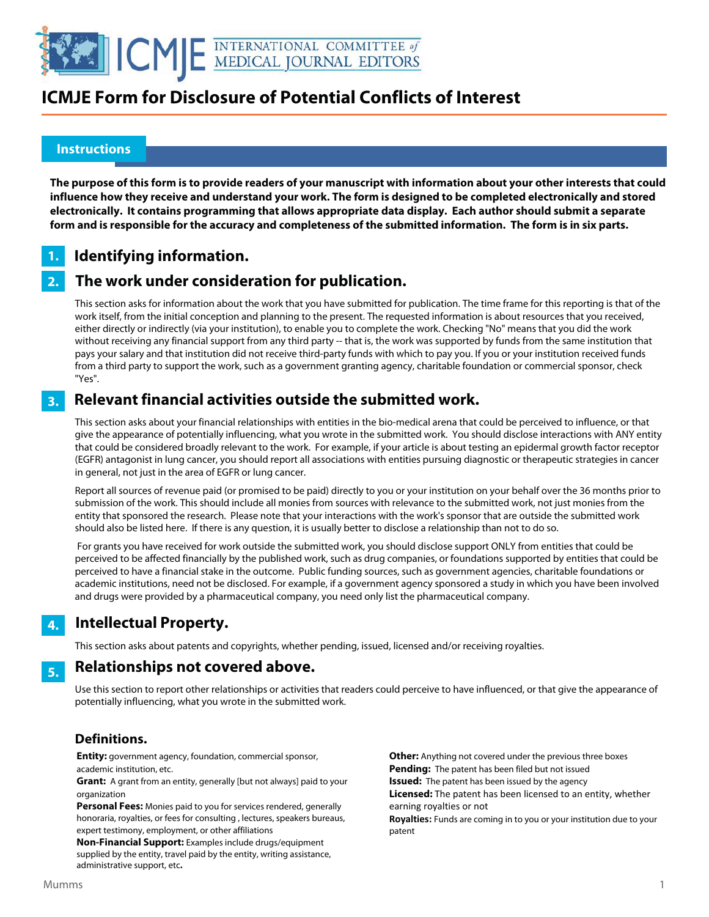# ICMJE Form for Disclosure of Potential Conflicts of Interest

## Instructions

**The purpose of this form is to provide readers of your manuscript with information about your other interests that could influence how they receive and understand your work. The form is designed to be completed electronically and stored electronically. It contains programming that allows appropriate data display. Each author should submit a separate form and is responsible for the accuracy and completeness of the submitted information. The form is in six parts.**

### 1. Identifying information.

### 2. The work under consideration for publication.

This section asks for information about the work that you have submitted for publication. The time frame for this reporting is that of the work itself, from the initial conception and planning to the present. The requested information is about resources that you received, either directly or indirectly (via your institution), to enable you to complete the work. Checking "No" means that you did the work without receiving any financial support from any third party -- that is, the work was supported by funds from the same institution that pays your salary and that institution did not receive third-party funds with which to pay you. If you or your institution received funds from a third party to support the work, such as a government granting agency, charitable foundation or commercial sponsor, check "Yes".

### 3. Relevant financial activities outside the submitted work.

This section asks about your financial relationships with entities in the bio-medical arena that could be perceived to influence, or that give the appearance of potentially influencing, what you wrote in the submitted work. You should disclose interactions with ANY entity that could be considered broadly relevant to the work. For example, if your article is about testing an epidermal growth factor receptor (EGFR) antagonist in lung cancer, you should report all associations with entities pursuing diagnostic or therapeutic strategies in cancer in general, not just in the area of EGFR or lung cancer.

Report all sources of revenue paid (or promised to be paid) directly to you or your institution on your behalf over the 36 months prior to submission of the work. This should include all monies from sources with relevance to the submitted work, not just monies from the entity that sponsored the research. Please note that your interactions with the work's sponsor that are outside the submitted work should also be listed here. If there is any question, it is usually better to disclose a relationship than not to do so.

For grants you have received for work outside the submitted work, you should disclose support ONLY from entities that could be perceived to be affected financially by the published work, such as drug companies, or foundations supported by entities that could be perceived to have a financial stake in the outcome. Public funding sources, such as government agencies, charitable foundations or academic institutions, need not be disclosed. For example, if a government agency sponsored a study in which you have been involved and drugs were provided by a pharmaceutical company, you need only list the pharmaceutical company.

### 4. Intellectual Property.

This section asks about patents and copyrights, whether pending, issued, licensed and/or receiving royalties.

### 5. Relationships not covered above.

Use this section to report other relationships or activities that readers could perceive to have influenced, or that give the appearance of potentially influencing, what you wrote in the submitted work.

### Definitions.

**Entity:** government agency, foundation, commercial sponsor, academic institution, etc.

**Grant:** A grant from an entity, generally [but not always] paid to your organization

**Personal Fees:** Monies paid to you for services rendered, generally honoraria, royalties, or fees for consulting , lectures, speakers bureaus, expert testimony, employment, or other affiliations

**Non-Financial Support:** Examples include drugs/equipment supplied by the entity, travel paid by the entity, writing assistance, administrative support, etc**.**

**Other:** Anything not covered under the previous three boxes

**Pending:** The patent has been filed but not issued

**Issued:** The patent has been issued by the agency

**Licensed:** The patent has been licensed to an entity, whether earning royalties or not

**Royalties:** Funds are coming in to you or your institution due to your patent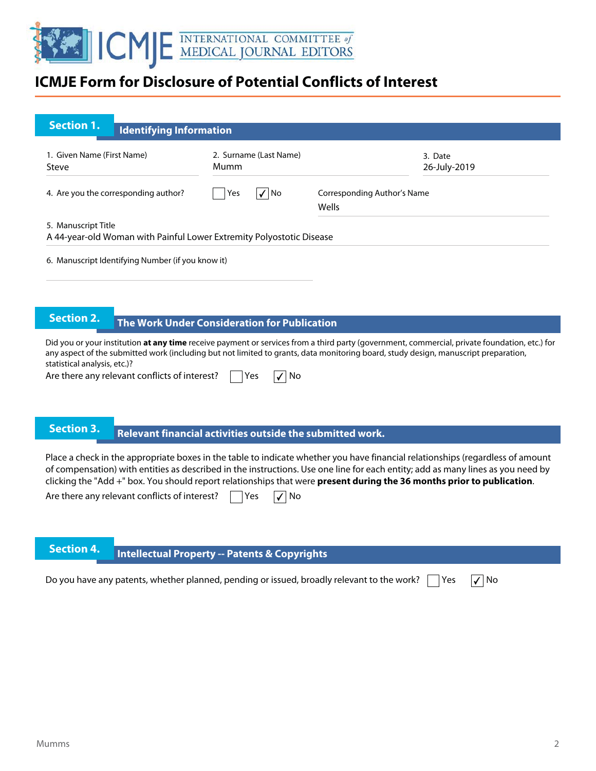# ICMJE Form for Disclosure of Potential Conflicts of Interest

## Section 1. Identifying Information

1. Given Name (First Name)
Steve

2. Surname (Last Name)
Mumm

3. Date
26-July-2019

4. Are you the corresponding author? ☐ Yes ☑ No

Corresponding Author's Name
Wells

5. Manuscript Title
A 44-year-old Woman with Painful Lower Extremity Polyostotic Disease

6. Manuscript Identifying Number (if you know it)

## Section 2. The Work Under Consideration for Publication

Did you or your institution **at any time** receive payment or services from a third party (government, commercial, private foundation, etc.) for any aspect of the submitted work (including but not limited to grants, data monitoring board, study design, manuscript preparation, statistical analysis, etc.)?

Are there any relevant conflicts of interest? ☐ Yes ☑ No

## Section 3. Relevant financial activities outside the submitted work.

Place a check in the appropriate boxes in the table to indicate whether you have financial relationships (regardless of amount of compensation) with entities as described in the instructions. Use one line for each entity; add as many lines as you need by clicking the "Add +" box. You should report relationships that were **present during the 36 months prior to publication**.

Are there any relevant conflicts of interest? ☐ Yes ☑ No

## Section 4. Intellectual Property -- Patents & Copyrights

Do you have any patents, whether planned, pending or issued, broadly relevant to the work? ☐ Yes ☑ No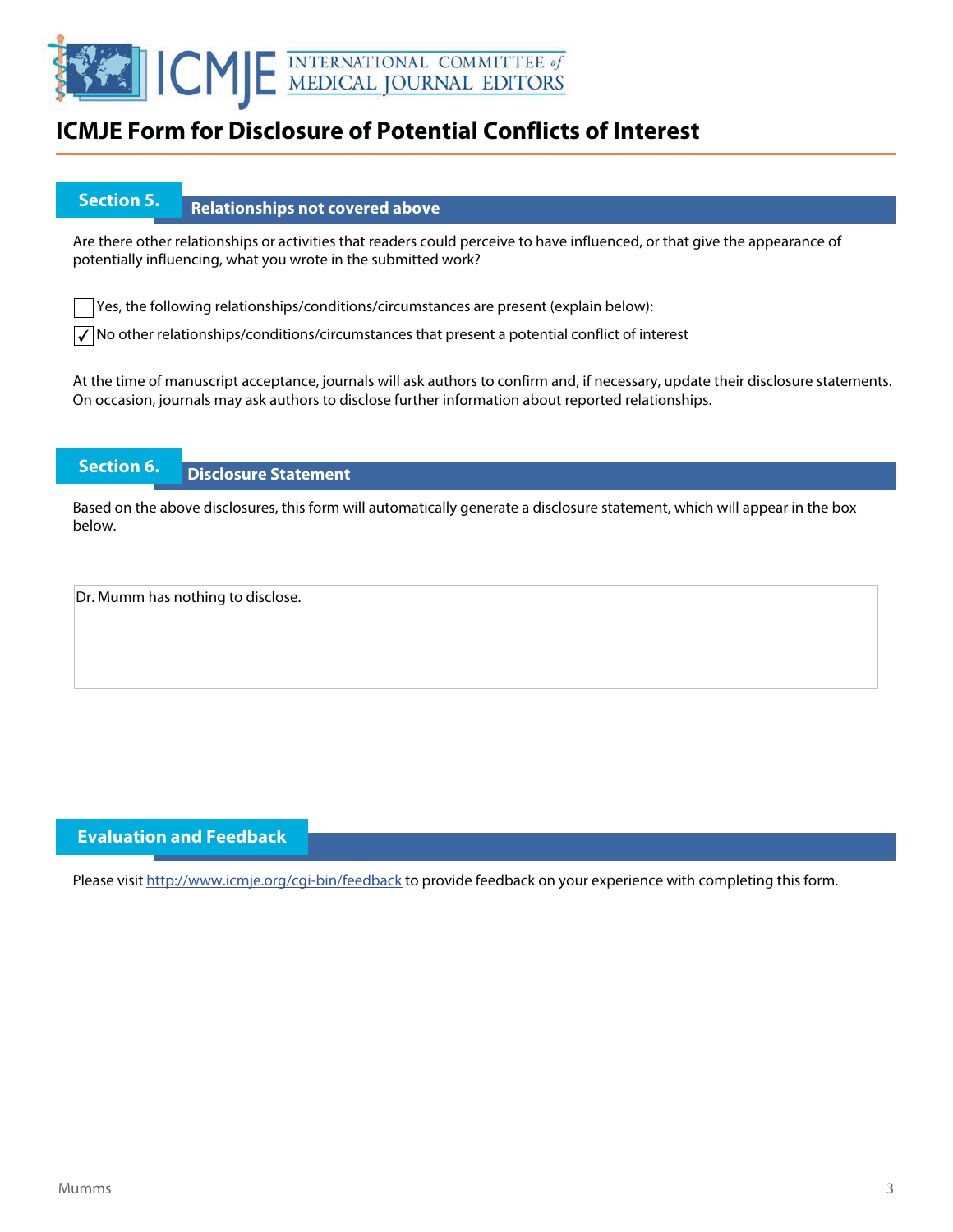# ICMJE Form for Disclosure of Potential Conflicts of Interest

## Section 5. Relationships not covered above

Are there other relationships or activities that readers could perceive to have influenced, or that give the appearance of potentially influencing, what you wrote in the submitted work?

☐ Yes, the following relationships/conditions/circumstances are present (explain below):

☑ No other relationships/conditions/circumstances that present a potential conflict of interest

At the time of manuscript acceptance, journals will ask authors to confirm and, if necessary, update their disclosure statements. On occasion, journals may ask authors to disclose further information about reported relationships.

## Section 6. Disclosure Statement

Based on the above disclosures, this form will automatically generate a disclosure statement, which will appear in the box below.

Dr. Mumm has nothing to disclose.

## Evaluation and Feedback

Please visit http://www.icmje.org/cgi-bin/feedback to provide feedback on your experience with completing this form.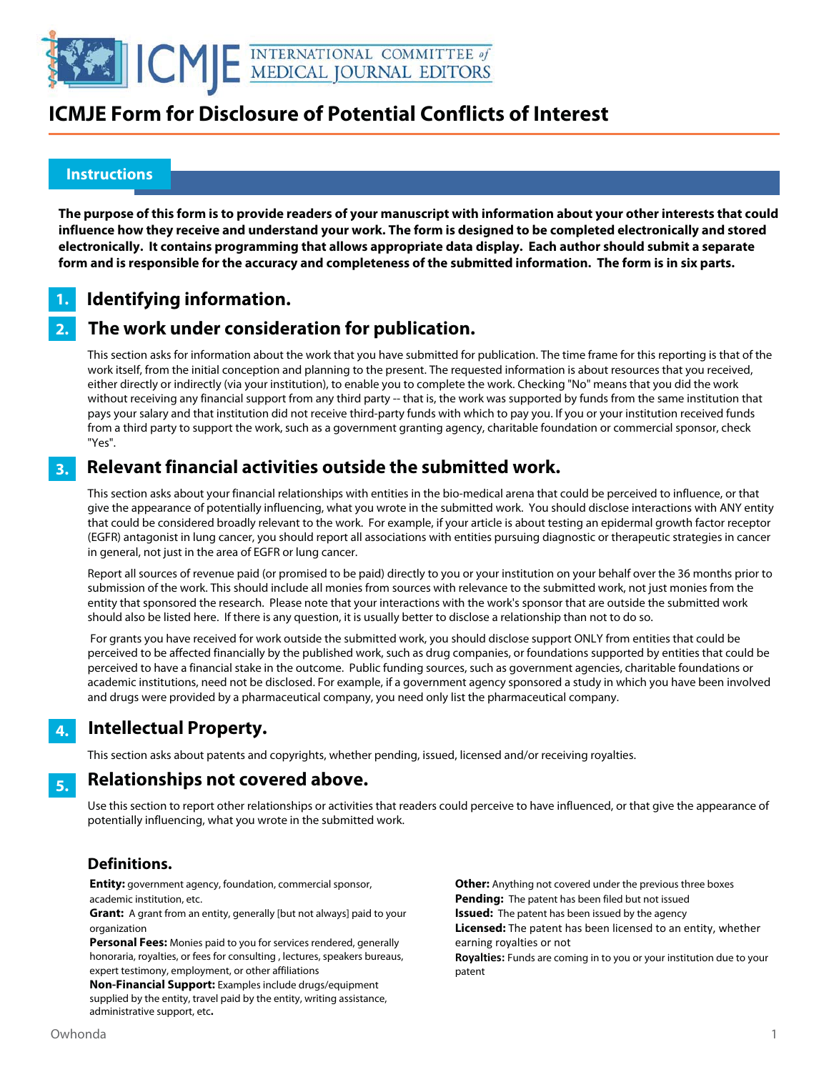# ICMJE Form for Disclosure of Potential Conflicts of Interest

## Instructions

**The purpose of this form is to provide readers of your manuscript with information about your other interests that could influence how they receive and understand your work. The form is designed to be completed electronically and stored electronically. It contains programming that allows appropriate data display. Each author should submit a separate form and is responsible for the accuracy and completeness of the submitted information. The form is in six parts.**

### 1. Identifying information.

### 2. The work under consideration for publication.

This section asks for information about the work that you have submitted for publication. The time frame for this reporting is that of the work itself, from the initial conception and planning to the present. The requested information is about resources that you received, either directly or indirectly (via your institution), to enable you to complete the work. Checking "No" means that you did the work without receiving any financial support from any third party -- that is, the work was supported by funds from the same institution that pays your salary and that institution did not receive third-party funds with which to pay you. If you or your institution received funds from a third party to support the work, such as a government granting agency, charitable foundation or commercial sponsor, check "Yes".

### 3. Relevant financial activities outside the submitted work.

This section asks about your financial relationships with entities in the bio-medical arena that could be perceived to influence, or that give the appearance of potentially influencing, what you wrote in the submitted work. You should disclose interactions with ANY entity that could be considered broadly relevant to the work. For example, if your article is about testing an epidermal growth factor receptor (EGFR) antagonist in lung cancer, you should report all associations with entities pursuing diagnostic or therapeutic strategies in cancer in general, not just in the area of EGFR or lung cancer.

Report all sources of revenue paid (or promised to be paid) directly to you or your institution on your behalf over the 36 months prior to submission of the work. This should include all monies from sources with relevance to the submitted work, not just monies from the entity that sponsored the research. Please note that your interactions with the work's sponsor that are outside the submitted work should also be listed here. If there is any question, it is usually better to disclose a relationship than not to do so.

For grants you have received for work outside the submitted work, you should disclose support ONLY from entities that could be perceived to be affected financially by the published work, such as drug companies, or foundations supported by entities that could be perceived to have a financial stake in the outcome. Public funding sources, such as government agencies, charitable foundations or academic institutions, need not be disclosed. For example, if a government agency sponsored a study in which you have been involved and drugs were provided by a pharmaceutical company, you need only list the pharmaceutical company.

### 4. Intellectual Property.

This section asks about patents and copyrights, whether pending, issued, licensed and/or receiving royalties.

### 5. Relationships not covered above.

Use this section to report other relationships or activities that readers could perceive to have influenced, or that give the appearance of potentially influencing, what you wrote in the submitted work.

### Definitions.

**Entity:** government agency, foundation, commercial sponsor, academic institution, etc.

**Grant:** A grant from an entity, generally [but not always] paid to your organization

**Personal Fees:** Monies paid to you for services rendered, generally honoraria, royalties, or fees for consulting , lectures, speakers bureaus, expert testimony, employment, or other affiliations

**Non-Financial Support:** Examples include drugs/equipment supplied by the entity, travel paid by the entity, writing assistance, administrative support, etc**.**

**Other:** Anything not covered under the previous three boxes

**Pending:** The patent has been filed but not issued

**Issued:** The patent has been issued by the agency

**Licensed:** The patent has been licensed to an entity, whether earning royalties or not

**Royalties:** Funds are coming in to you or your institution due to your patent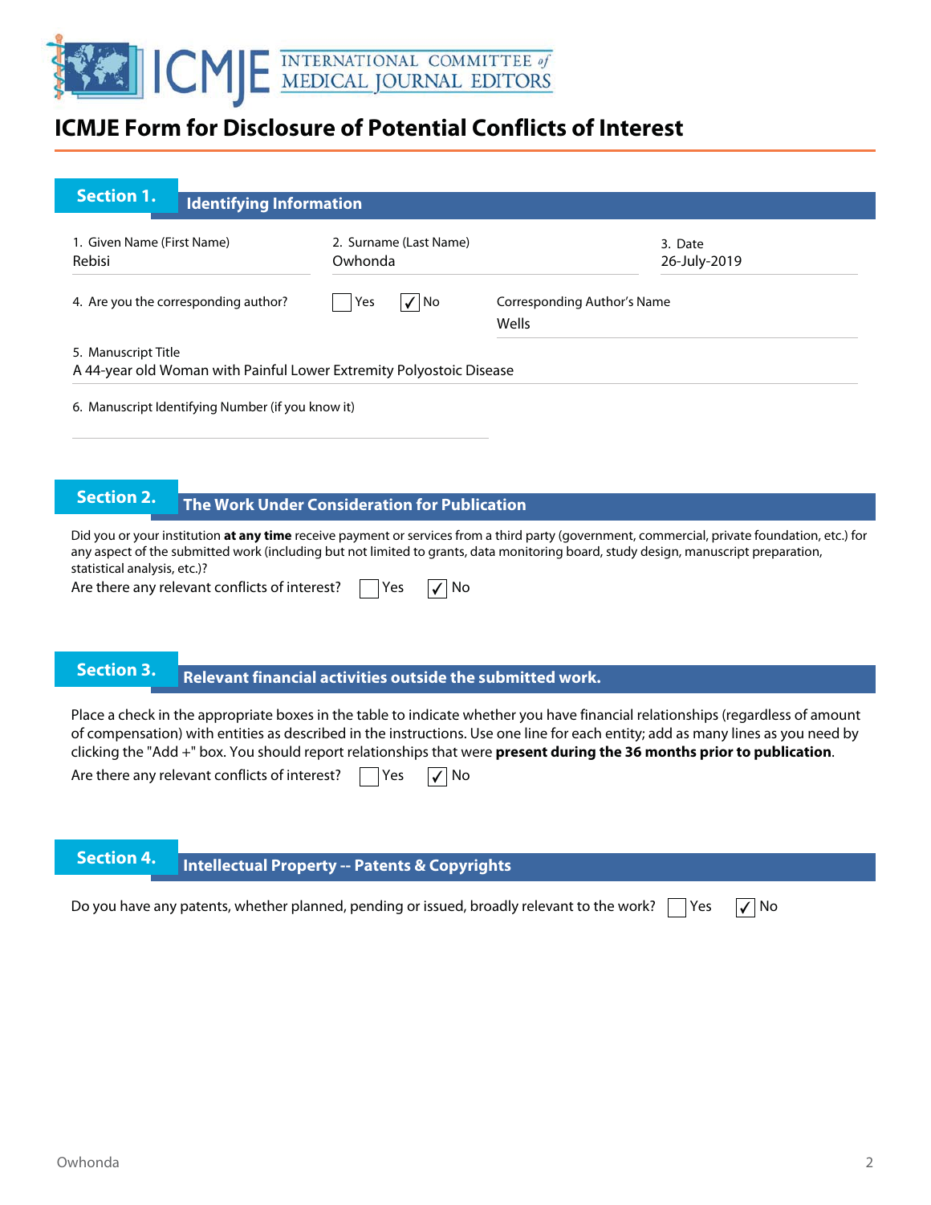# ICMJE Form for Disclosure of Potential Conflicts of Interest

## Section 1. Identifying Information

1. Given Name (First Name): Rebisi
2. Surname (Last Name): Owhonda
3. Date: 26-July-2019
4. Are you the corresponding author? ☐ Yes ☑ No

Corresponding Author's Name: Wells

5. Manuscript Title: A 44-year old Woman with Painful Lower Extremity Polyostoic Disease

6. Manuscript Identifying Number (if you know it)

## Section 2. The Work Under Consideration for Publication

Did you or your institution **at any time** receive payment or services from a third party (government, commercial, private foundation, etc.) for any aspect of the submitted work (including but not limited to grants, data monitoring board, study design, manuscript preparation, statistical analysis, etc.)?

Are there any relevant conflicts of interest? ☐ Yes ☑ No

## Section 3. Relevant financial activities outside the submitted work.

Place a check in the appropriate boxes in the table to indicate whether you have financial relationships (regardless of amount of compensation) with entities as described in the instructions. Use one line for each entity; add as many lines as you need by clicking the "Add +" box. You should report relationships that were **present during the 36 months prior to publication**.

Are there any relevant conflicts of interest? ☐ Yes ☑ No

## Section 4. Intellectual Property -- Patents & Copyrights

Do you have any patents, whether planned, pending or issued, broadly relevant to the work? ☐ Yes ☑ No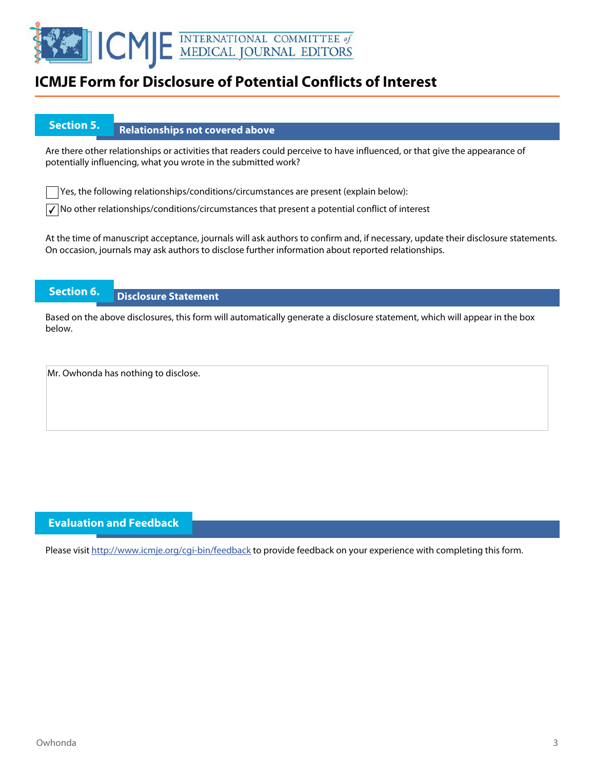# ICMJE Form for Disclosure of Potential Conflicts of Interest

## Section 5. Relationships not covered above

Are there other relationships or activities that readers could perceive to have influenced, or that give the appearance of potentially influencing, what you wrote in the submitted work?

☐ Yes, the following relationships/conditions/circumstances are present (explain below):

☑ No other relationships/conditions/circumstances that present a potential conflict of interest

At the time of manuscript acceptance, journals will ask authors to confirm and, if necessary, update their disclosure statements. On occasion, journals may ask authors to disclose further information about reported relationships.

## Section 6. Disclosure Statement

Based on the above disclosures, this form will automatically generate a disclosure statement, which will appear in the box below.

Mr. Owhonda has nothing to disclose.

## Evaluation and Feedback

Please visit http://www.icmje.org/cgi-bin/feedback to provide feedback on your experience with completing this form.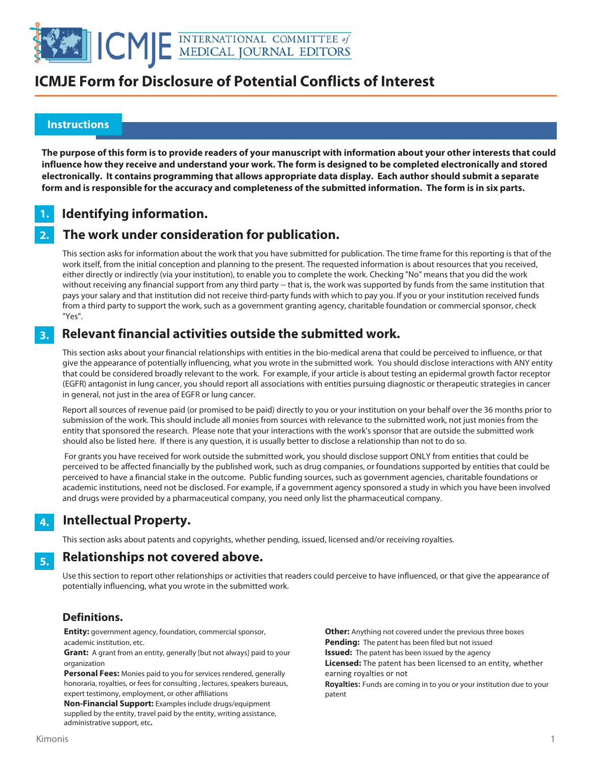# ICMJE Form for Disclosure of Potential Conflicts of Interest

## Instructions

**The purpose of this form is to provide readers of your manuscript with information about your other interests that could influence how they receive and understand your work. The form is designed to be completed electronically and stored electronically. It contains programming that allows appropriate data display. Each author should submit a separate form and is responsible for the accuracy and completeness of the submitted information. The form is in six parts.**

## 1. Identifying information.

## 2. The work under consideration for publication.

This section asks for information about the work that you have submitted for publication. The time frame for this reporting is that of the work itself, from the initial conception and planning to the present. The requested information is about resources that you received, either directly or indirectly (via your institution), to enable you to complete the work. Checking "No" means that you did the work without receiving any financial support from any third party -- that is, the work was supported by funds from the same institution that pays your salary and that institution did not receive third-party funds with which to pay you. If you or your institution received funds from a third party to support the work, such as a government granting agency, charitable foundation or commercial sponsor, check "Yes".

## 3. Relevant financial activities outside the submitted work.

This section asks about your financial relationships with entities in the bio-medical arena that could be perceived to influence, or that give the appearance of potentially influencing, what you wrote in the submitted work. You should disclose interactions with ANY entity that could be considered broadly relevant to the work. For example, if your article is about testing an epidermal growth factor receptor (EGFR) antagonist in lung cancer, you should report all associations with entities pursuing diagnostic or therapeutic strategies in cancer in general, not just in the area of EGFR or lung cancer.

Report all sources of revenue paid (or promised to be paid) directly to you or your institution on your behalf over the 36 months prior to submission of the work. This should include all monies from sources with relevance to the submitted work, not just monies from the entity that sponsored the research. Please note that your interactions with the work's sponsor that are outside the submitted work should also be listed here. If there is any question, it is usually better to disclose a relationship than not to do so.

For grants you have received for work outside the submitted work, you should disclose support ONLY from entities that could be perceived to be affected financially by the published work, such as drug companies, or foundations supported by entities that could be perceived to have a financial stake in the outcome. Public funding sources, such as government agencies, charitable foundations or academic institutions, need not be disclosed. For example, if a government agency sponsored a study in which you have been involved and drugs were provided by a pharmaceutical company, you need only list the pharmaceutical company.

## 4. Intellectual Property.

This section asks about patents and copyrights, whether pending, issued, licensed and/or receiving royalties.

## 5. Relationships not covered above.

Use this section to report other relationships or activities that readers could perceive to have influenced, or that give the appearance of potentially influencing, what you wrote in the submitted work.

### Definitions.

**Entity:** government agency, foundation, commercial sponsor, academic institution, etc.

**Grant:** A grant from an entity, generally [but not always] paid to your organization

**Personal Fees:** Monies paid to you for services rendered, generally honoraria, royalties, or fees for consulting , lectures, speakers bureaus, expert testimony, employment, or other affiliations

**Non-Financial Support:** Examples include drugs/equipment supplied by the entity, travel paid by the entity, writing assistance, administrative support, etc**.**

**Other:** Anything not covered under the previous three boxes

**Pending:** The patent has been filed but not issued

**Issued:** The patent has been issued by the agency

**Licensed:** The patent has been licensed to an entity, whether earning royalties or not

**Royalties:** Funds are coming in to you or your institution due to your patent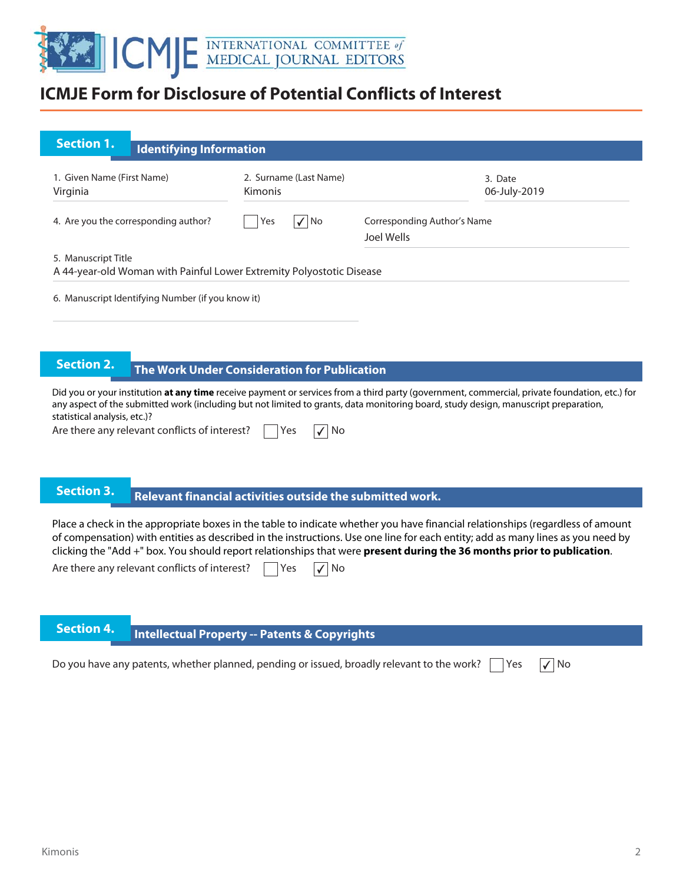# ICMJE Form for Disclosure of Potential Conflicts of Interest

## Section 1. Identifying Information

1. Given Name (First Name): Virginia
2. Surname (Last Name): Kimonis
3. Date: 06-July-2019

4. Are you the corresponding author? ☐ Yes ☑ No

Corresponding Author's Name: Joel Wells

5. Manuscript Title: A 44-year-old Woman with Painful Lower Extremity Polyostotic Disease

6. Manuscript Identifying Number (if you know it):

## Section 2. The Work Under Consideration for Publication

Did you or your institution **at any time** receive payment or services from a third party (government, commercial, private foundation, etc.) for any aspect of the submitted work (including but not limited to grants, data monitoring board, study design, manuscript preparation, statistical analysis, etc.)?

Are there any relevant conflicts of interest? ☐ Yes ☑ No

## Section 3. Relevant financial activities outside the submitted work.

Place a check in the appropriate boxes in the table to indicate whether you have financial relationships (regardless of amount of compensation) with entities as described in the instructions. Use one line for each entity; add as many lines as you need by clicking the "Add +" box. You should report relationships that were **present during the 36 months prior to publication**.

Are there any relevant conflicts of interest? ☐ Yes ☑ No

## Section 4. Intellectual Property -- Patents & Copyrights

Do you have any patents, whether planned, pending or issued, broadly relevant to the work? ☐ Yes ☑ No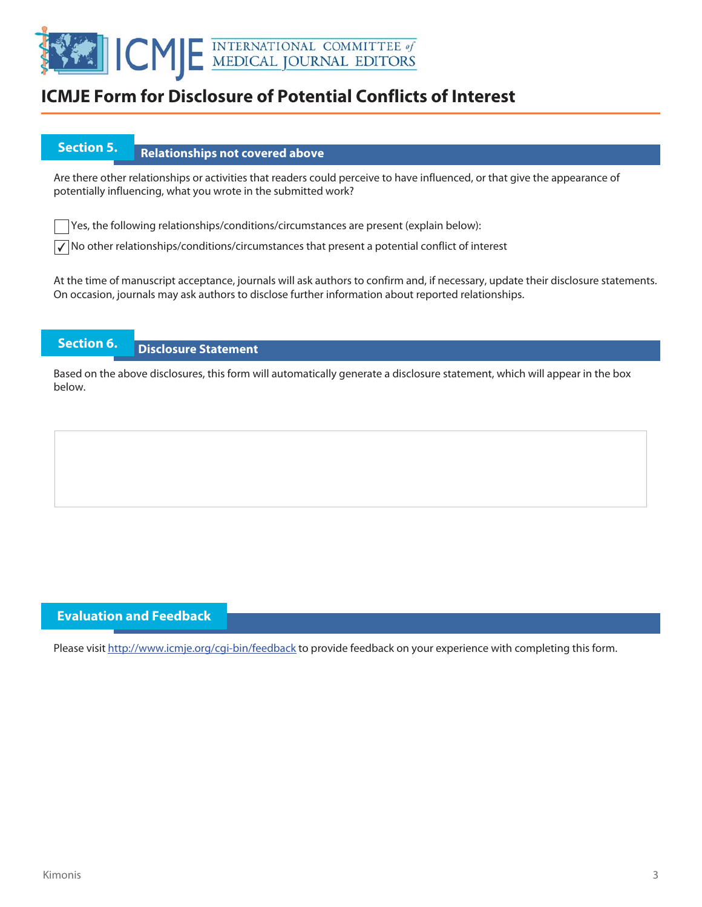# ICMJE Form for Disclosure of Potential Conflicts of Interest

## Section 5. Relationships not covered above

Are there other relationships or activities that readers could perceive to have influenced, or that give the appearance of potentially influencing, what you wrote in the submitted work?

☐ Yes, the following relationships/conditions/circumstances are present (explain below):

☑ No other relationships/conditions/circumstances that present a potential conflict of interest

At the time of manuscript acceptance, journals will ask authors to confirm and, if necessary, update their disclosure statements. On occasion, journals may ask authors to disclose further information about reported relationships.

## Section 6. Disclosure Statement

Based on the above disclosures, this form will automatically generate a disclosure statement, which will appear in the box below.

## Evaluation and Feedback

Please visit http://www.icmje.org/cgi-bin/feedback to provide feedback on your experience with completing this form.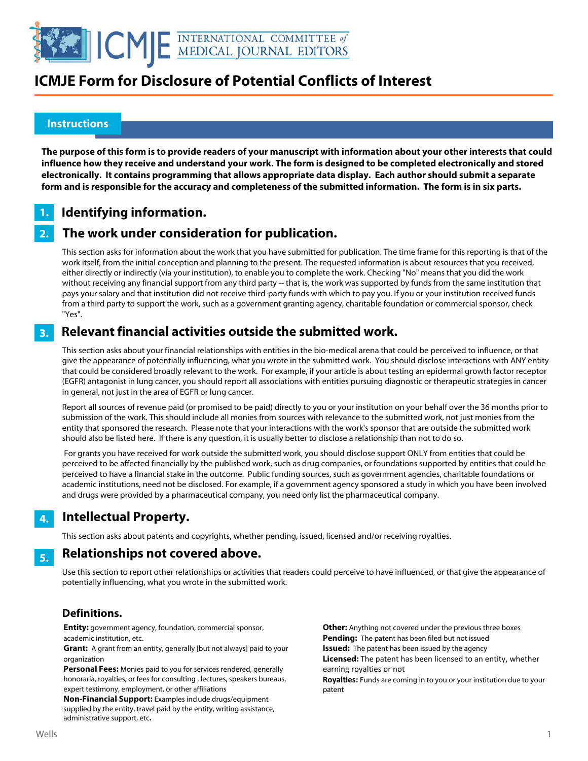# ICMJE Form for Disclosure of Potential Conflicts of Interest

## Instructions

**The purpose of this form is to provide readers of your manuscript with information about your other interests that could influence how they receive and understand your work. The form is designed to be completed electronically and stored electronically. It contains programming that allows appropriate data display. Each author should submit a separate form and is responsible for the accuracy and completeness of the submitted information. The form is in six parts.**

### 1. Identifying information.

### 2. The work under consideration for publication.

This section asks for information about the work that you have submitted for publication. The time frame for this reporting is that of the work itself, from the initial conception and planning to the present. The requested information is about resources that you received, either directly or indirectly (via your institution), to enable you to complete the work. Checking "No" means that you did the work without receiving any financial support from any third party -- that is, the work was supported by funds from the same institution that pays your salary and that institution did not receive third-party funds with which to pay you. If you or your institution received funds from a third party to support the work, such as a government granting agency, charitable foundation or commercial sponsor, check "Yes".

### 3. Relevant financial activities outside the submitted work.

This section asks about your financial relationships with entities in the bio-medical arena that could be perceived to influence, or that give the appearance of potentially influencing, what you wrote in the submitted work. You should disclose interactions with ANY entity that could be considered broadly relevant to the work. For example, if your article is about testing an epidermal growth factor receptor (EGFR) antagonist in lung cancer, you should report all associations with entities pursuing diagnostic or therapeutic strategies in cancer in general, not just in the area of EGFR or lung cancer.

Report all sources of revenue paid (or promised to be paid) directly to you or your institution on your behalf over the 36 months prior to submission of the work. This should include all monies from sources with relevance to the submitted work, not just monies from the entity that sponsored the research. Please note that your interactions with the work's sponsor that are outside the submitted work should also be listed here. If there is any question, it is usually better to disclose a relationship than not to do so.

For grants you have received for work outside the submitted work, you should disclose support ONLY from entities that could be perceived to be affected financially by the published work, such as drug companies, or foundations supported by entities that could be perceived to have a financial stake in the outcome. Public funding sources, such as government agencies, charitable foundations or academic institutions, need not be disclosed. For example, if a government agency sponsored a study in which you have been involved and drugs were provided by a pharmaceutical company, you need only list the pharmaceutical company.

### 4. Intellectual Property.

This section asks about patents and copyrights, whether pending, issued, licensed and/or receiving royalties.

### 5. Relationships not covered above.

Use this section to report other relationships or activities that readers could perceive to have influenced, or that give the appearance of potentially influencing, what you wrote in the submitted work.

### Definitions.

**Entity:** government agency, foundation, commercial sponsor, academic institution, etc.

**Grant:** A grant from an entity, generally [but not always] paid to your organization

**Personal Fees:** Monies paid to you for services rendered, generally honoraria, royalties, or fees for consulting , lectures, speakers bureaus, expert testimony, employment, or other affiliations

**Non-Financial Support:** Examples include drugs/equipment supplied by the entity, travel paid by the entity, writing assistance, administrative support, etc**.**

**Other:** Anything not covered under the previous three boxes

**Pending:** The patent has been filed but not issued

**Issued:** The patent has been issued by the agency

**Licensed:** The patent has been licensed to an entity, whether earning royalties or not

**Royalties:** Funds are coming in to you or your institution due to your patent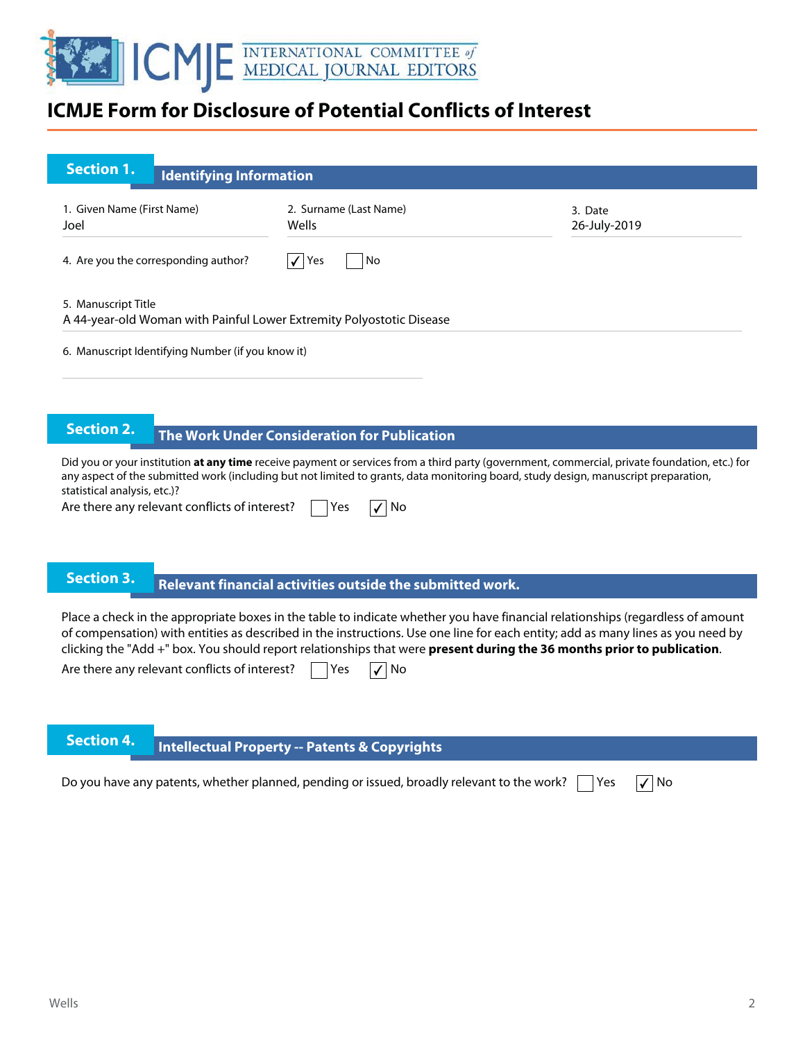# ICMJE Form for Disclosure of Potential Conflicts of Interest

## Section 1. Identifying Information

1. Given Name (First Name)
Joel

2. Surname (Last Name)
Wells

3. Date
26-July-2019

4. Are you the corresponding author? ☑ Yes ☐ No

5. Manuscript Title
A 44-year-old Woman with Painful Lower Extremity Polyostotic Disease

6. Manuscript Identifying Number (if you know it)

## Section 2. The Work Under Consideration for Publication

Did you or your institution **at any time** receive payment or services from a third party (government, commercial, private foundation, etc.) for any aspect of the submitted work (including but not limited to grants, data monitoring board, study design, manuscript preparation, statistical analysis, etc.)?

Are there any relevant conflicts of interest? ☐ Yes ☑ No

## Section 3. Relevant financial activities outside the submitted work.

Place a check in the appropriate boxes in the table to indicate whether you have financial relationships (regardless of amount of compensation) with entities as described in the instructions. Use one line for each entity; add as many lines as you need by clicking the "Add +" box. You should report relationships that were **present during the 36 months prior to publication**.

Are there any relevant conflicts of interest? ☐ Yes ☑ No

## Section 4. Intellectual Property -- Patents & Copyrights

Do you have any patents, whether planned, pending or issued, broadly relevant to the work? ☐ Yes ☑ No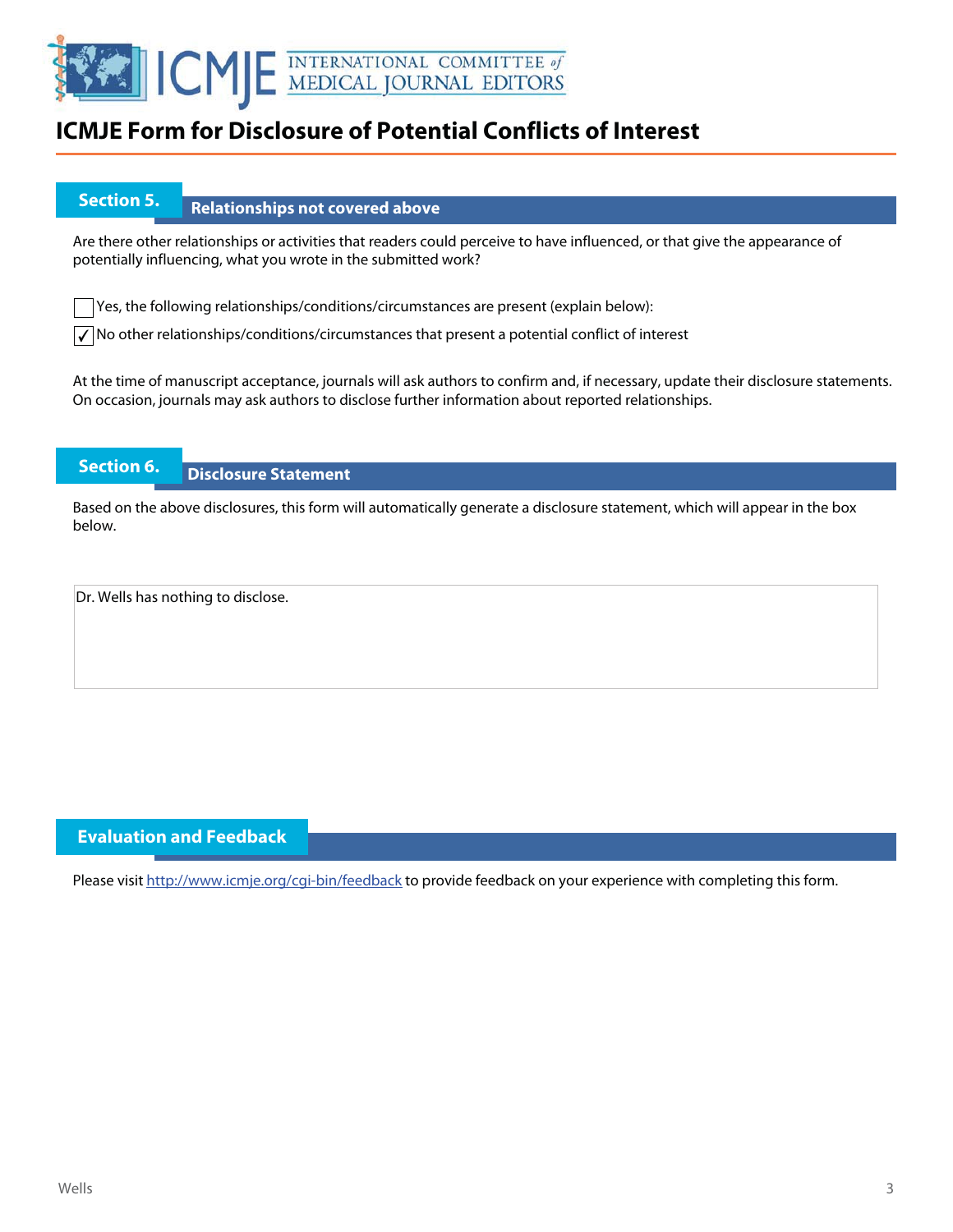# ICMJE Form for Disclosure of Potential Conflicts of Interest

## Section 5. Relationships not covered above

Are there other relationships or activities that readers could perceive to have influenced, or that give the appearance of potentially influencing, what you wrote in the submitted work?

☐ Yes, the following relationships/conditions/circumstances are present (explain below):

☑ No other relationships/conditions/circumstances that present a potential conflict of interest

At the time of manuscript acceptance, journals will ask authors to confirm and, if necessary, update their disclosure statements. On occasion, journals may ask authors to disclose further information about reported relationships.

## Section 6. Disclosure Statement

Based on the above disclosures, this form will automatically generate a disclosure statement, which will appear in the box below.

Dr. Wells has nothing to disclose.

## Evaluation and Feedback

Please visit http://www.icmje.org/cgi-bin/feedback to provide feedback on your experience with completing this form.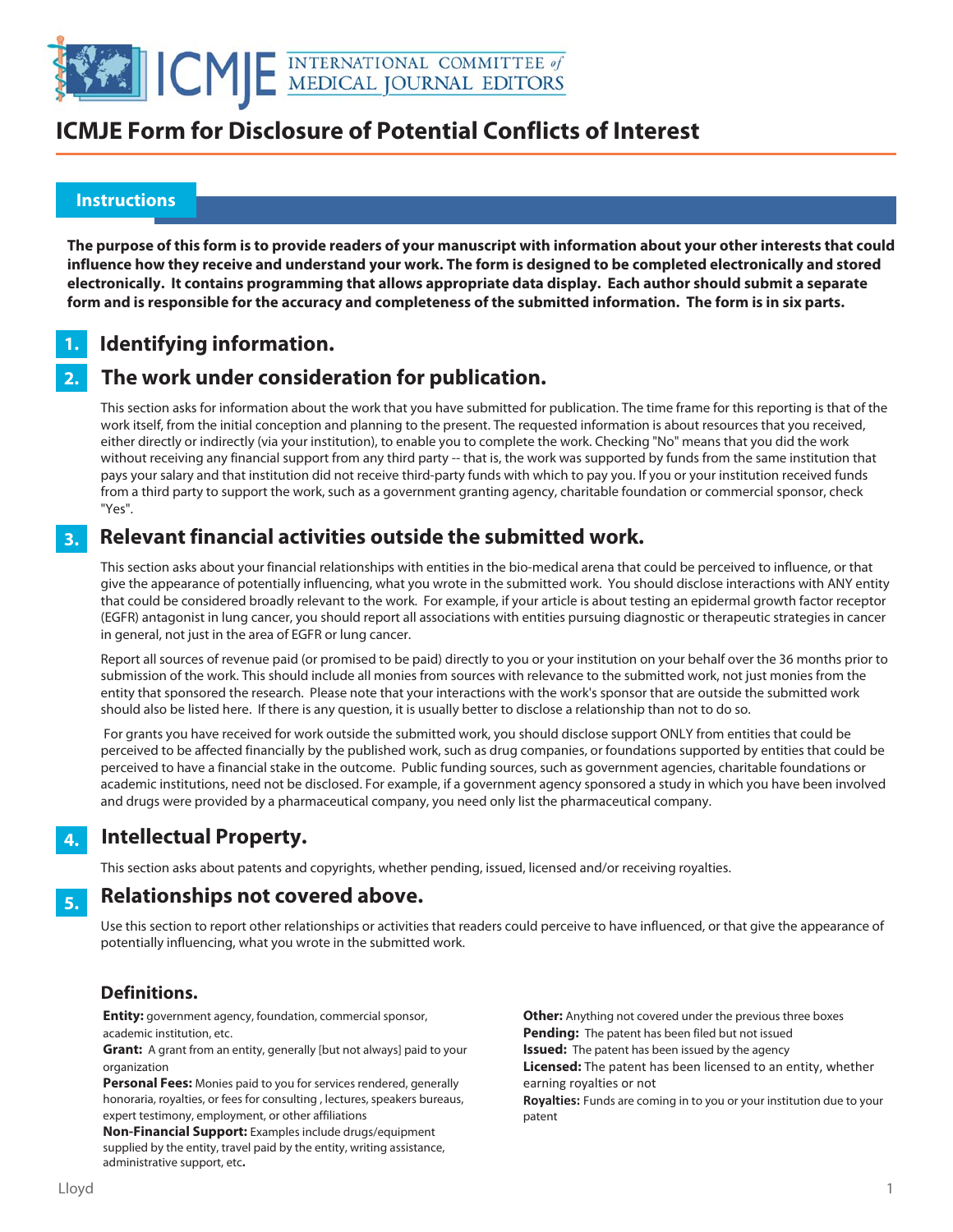# ICMJE Form for Disclosure of Potential Conflicts of Interest

## Instructions

**The purpose of this form is to provide readers of your manuscript with information about your other interests that could influence how they receive and understand your work. The form is designed to be completed electronically and stored electronically. It contains programming that allows appropriate data display. Each author should submit a separate form and is responsible for the accuracy and completeness of the submitted information. The form is in six parts.**

### 1. Identifying information.

### 2. The work under consideration for publication.

This section asks for information about the work that you have submitted for publication. The time frame for this reporting is that of the work itself, from the initial conception and planning to the present. The requested information is about resources that you received, either directly or indirectly (via your institution), to enable you to complete the work. Checking "No" means that you did the work without receiving any financial support from any third party -- that is, the work was supported by funds from the same institution that pays your salary and that institution did not receive third-party funds with which to pay you. If you or your institution received funds from a third party to support the work, such as a government granting agency, charitable foundation or commercial sponsor, check "Yes".

### 3. Relevant financial activities outside the submitted work.

This section asks about your financial relationships with entities in the bio-medical arena that could be perceived to influence, or that give the appearance of potentially influencing, what you wrote in the submitted work. You should disclose interactions with ANY entity that could be considered broadly relevant to the work. For example, if your article is about testing an epidermal growth factor receptor (EGFR) antagonist in lung cancer, you should report all associations with entities pursuing diagnostic or therapeutic strategies in cancer in general, not just in the area of EGFR or lung cancer.

Report all sources of revenue paid (or promised to be paid) directly to you or your institution on your behalf over the 36 months prior to submission of the work. This should include all monies from sources with relevance to the submitted work, not just monies from the entity that sponsored the research. Please note that your interactions with the work's sponsor that are outside the submitted work should also be listed here. If there is any question, it is usually better to disclose a relationship than not to do so.

For grants you have received for work outside the submitted work, you should disclose support ONLY from entities that could be perceived to be affected financially by the published work, such as drug companies, or foundations supported by entities that could be perceived to have a financial stake in the outcome. Public funding sources, such as government agencies, charitable foundations or academic institutions, need not be disclosed. For example, if a government agency sponsored a study in which you have been involved and drugs were provided by a pharmaceutical company, you need only list the pharmaceutical company.

### 4. Intellectual Property.

This section asks about patents and copyrights, whether pending, issued, licensed and/or receiving royalties.

### 5. Relationships not covered above.

Use this section to report other relationships or activities that readers could perceive to have influenced, or that give the appearance of potentially influencing, what you wrote in the submitted work.

### Definitions.

**Entity:** government agency, foundation, commercial sponsor, academic institution, etc.

**Grant:** A grant from an entity, generally [but not always] paid to your organization

**Personal Fees:** Monies paid to you for services rendered, generally honoraria, royalties, or fees for consulting , lectures, speakers bureaus, expert testimony, employment, or other affiliations

**Non-Financial Support:** Examples include drugs/equipment supplied by the entity, travel paid by the entity, writing assistance, administrative support, etc**.**

**Other:** Anything not covered under the previous three boxes

**Pending:** The patent has been filed but not issued

**Issued:** The patent has been issued by the agency

**Licensed:** The patent has been licensed to an entity, whether earning royalties or not

**Royalties:** Funds are coming in to you or your institution due to your patent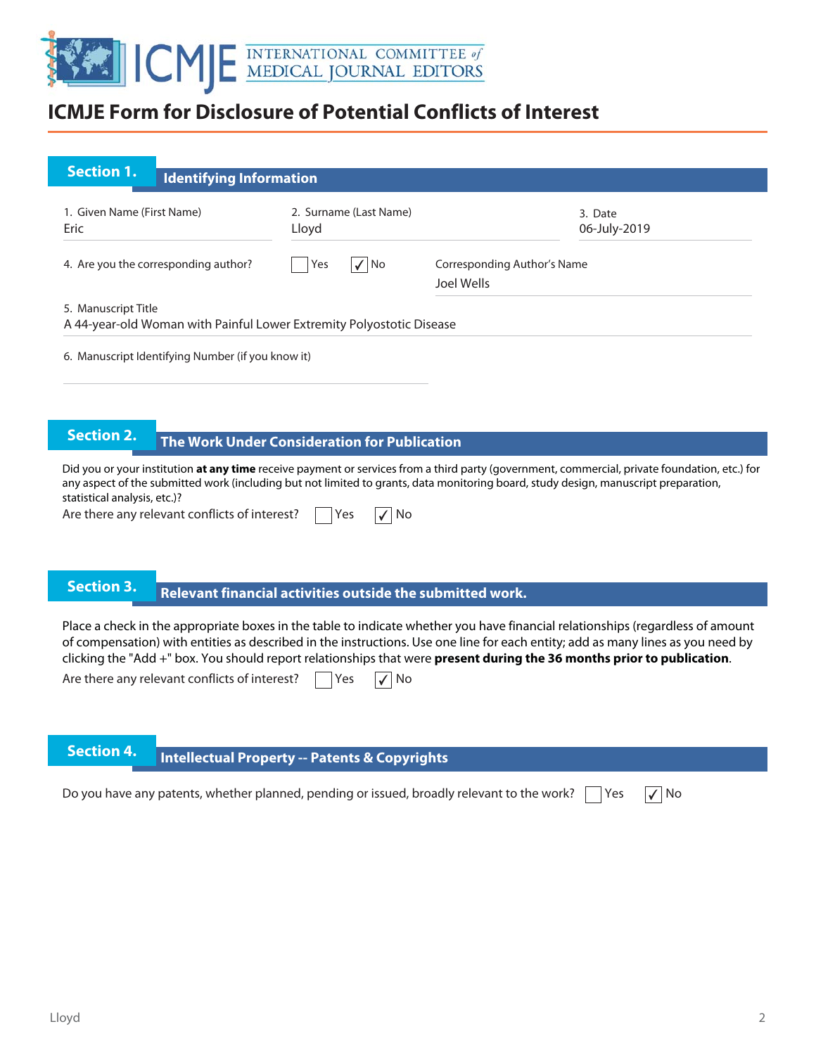# ICMJE Form for Disclosure of Potential Conflicts of Interest

## Section 1. Identifying Information

1. Given Name (First Name): Eric
2. Surname (Last Name): Lloyd
3. Date: 06-July-2019

4. Are you the corresponding author? ☐ Yes ☑ No

Corresponding Author's Name: Joel Wells

5. Manuscript Title: A 44-year-old Woman with Painful Lower Extremity Polyostotic Disease

6. Manuscript Identifying Number (if you know it):

## Section 2. The Work Under Consideration for Publication

Did you or your institution **at any time** receive payment or services from a third party (government, commercial, private foundation, etc.) for any aspect of the submitted work (including but not limited to grants, data monitoring board, study design, manuscript preparation, statistical analysis, etc.)?

Are there any relevant conflicts of interest? ☐ Yes ☑ No

## Section 3. Relevant financial activities outside the submitted work.

Place a check in the appropriate boxes in the table to indicate whether you have financial relationships (regardless of amount of compensation) with entities as described in the instructions. Use one line for each entity; add as many lines as you need by clicking the "Add +" box. You should report relationships that were **present during the 36 months prior to publication**.

Are there any relevant conflicts of interest? ☐ Yes ☑ No

## Section 4. Intellectual Property -- Patents & Copyrights

Do you have any patents, whether planned, pending or issued, broadly relevant to the work? ☐ Yes ☑ No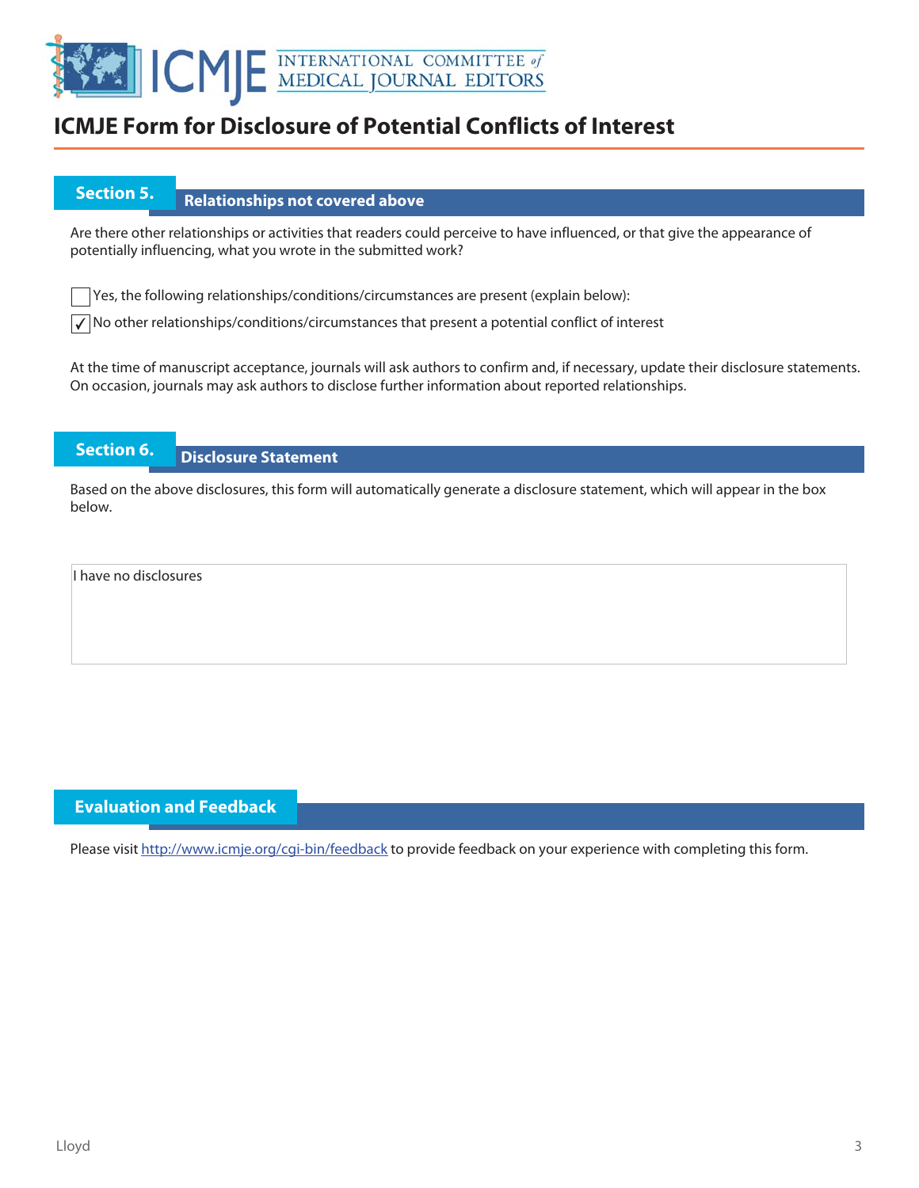# ICMJE Form for Disclosure of Potential Conflicts of Interest

## Section 5. Relationships not covered above

Are there other relationships or activities that readers could perceive to have influenced, or that give the appearance of potentially influencing, what you wrote in the submitted work?

☐ Yes, the following relationships/conditions/circumstances are present (explain below):

☑ No other relationships/conditions/circumstances that present a potential conflict of interest

At the time of manuscript acceptance, journals will ask authors to confirm and, if necessary, update their disclosure statements. On occasion, journals may ask authors to disclose further information about reported relationships.

## Section 6. Disclosure Statement

Based on the above disclosures, this form will automatically generate a disclosure statement, which will appear in the box below.

I have no disclosures

## Evaluation and Feedback

Please visit http://www.icmje.org/cgi-bin/feedback to provide feedback on your experience with completing this form.